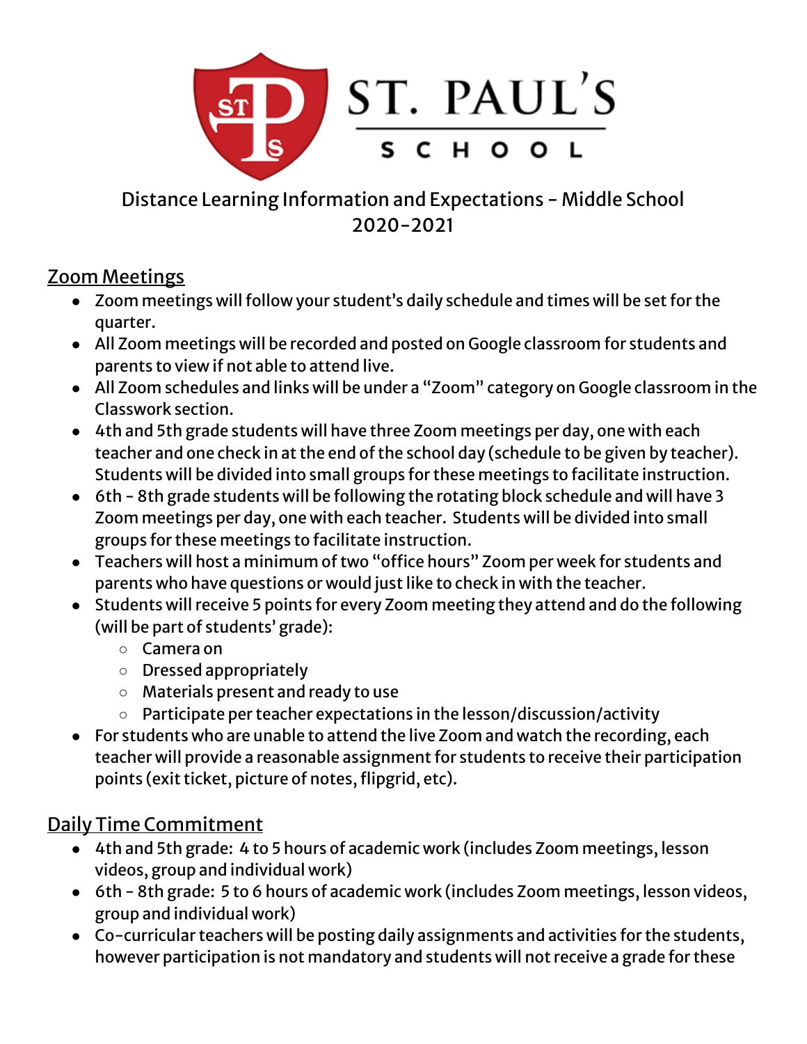# ST. PAUL'S SCHOOL

## Distance Learning Information and Expectations - Middle School 2020-2021

### Zoom Meetings

- Zoom meetings will follow your student's daily schedule and times will be set for the quarter.
- All Zoom meetings will be recorded and posted on Google classroom for students and parents to view if not able to attend live.
- All Zoom schedules and links will be under a "Zoom" category on Google classroom in the Classwork section.
- 4th and 5th grade students will have three Zoom meetings per day, one with each teacher and one check in at the end of the school day (schedule to be given by teacher). Students will be divided into small groups for these meetings to facilitate instruction.
- 6th - 8th grade students will be following the rotating block schedule and will have 3 Zoom meetings per day, one with each teacher. Students will be divided into small groups for these meetings to facilitate instruction.
- Teachers will host a minimum of two "office hours" Zoom per week for students and parents who have questions or would just like to check in with the teacher.
- Students will receive 5 points for every Zoom meeting they attend and do the following (will be part of students' grade):
  - Camera on
  - Dressed appropriately
  - Materials present and ready to use
  - Participate per teacher expectations in the lesson/discussion/activity
- For students who are unable to attend the live Zoom and watch the recording, each teacher will provide a reasonable assignment for students to receive their participation points (exit ticket, picture of notes, flipgrid, etc).

### Daily Time Commitment

- 4th and 5th grade: 4 to 5 hours of academic work (includes Zoom meetings, lesson videos, group and individual work)
- 6th - 8th grade: 5 to 6 hours of academic work (includes Zoom meetings, lesson videos, group and individual work)
- Co-curricular teachers will be posting daily assignments and activities for the students, however participation is not mandatory and students will not receive a grade for these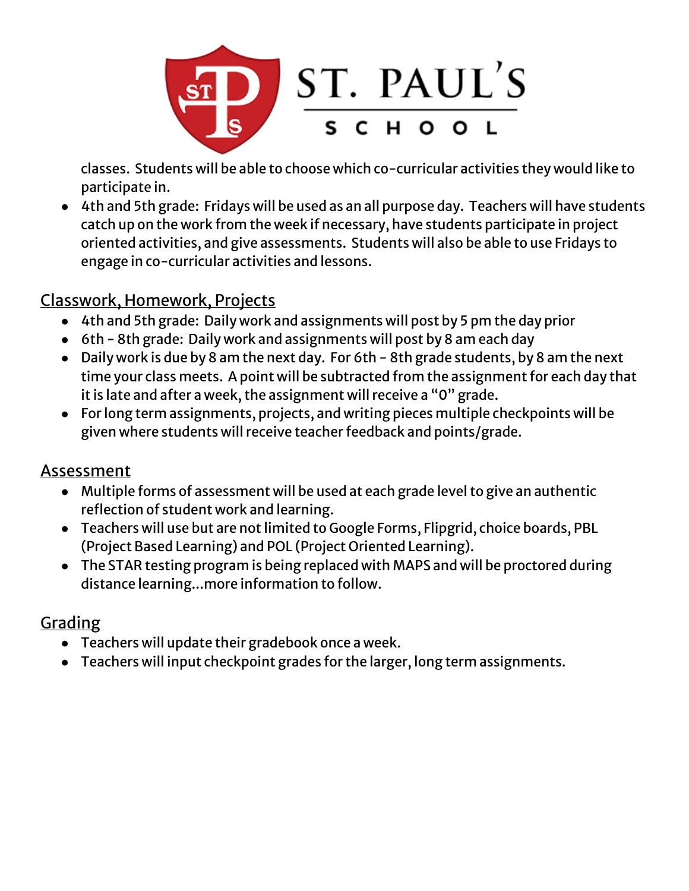classes. Students will be able to choose which co-curricular activities they would like to participate in.

- 4th and 5th grade: Fridays will be used as an all purpose day. Teachers will have students catch up on the work from the week if necessary, have students participate in project oriented activities, and give assessments. Students will also be able to use Fridays to engage in co-curricular activities and lessons.

## Classwork, Homework, Projects

- 4th and 5th grade: Daily work and assignments will post by 5 pm the day prior
- 6th - 8th grade: Daily work and assignments will post by 8 am each day
- Daily work is due by 8 am the next day. For 6th - 8th grade students, by 8 am the next time your class meets. A point will be subtracted from the assignment for each day that it is late and after a week, the assignment will receive a "0" grade.
- For long term assignments, projects, and writing pieces multiple checkpoints will be given where students will receive teacher feedback and points/grade.

## Assessment

- Multiple forms of assessment will be used at each grade level to give an authentic reflection of student work and learning.
- Teachers will use but are not limited to Google Forms, Flipgrid, choice boards, PBL (Project Based Learning) and POL (Project Oriented Learning).
- The STAR testing program is being replaced with MAPS and will be proctored during distance learning...more information to follow.

## Grading

- Teachers will update their gradebook once a week.
- Teachers will input checkpoint grades for the larger, long term assignments.